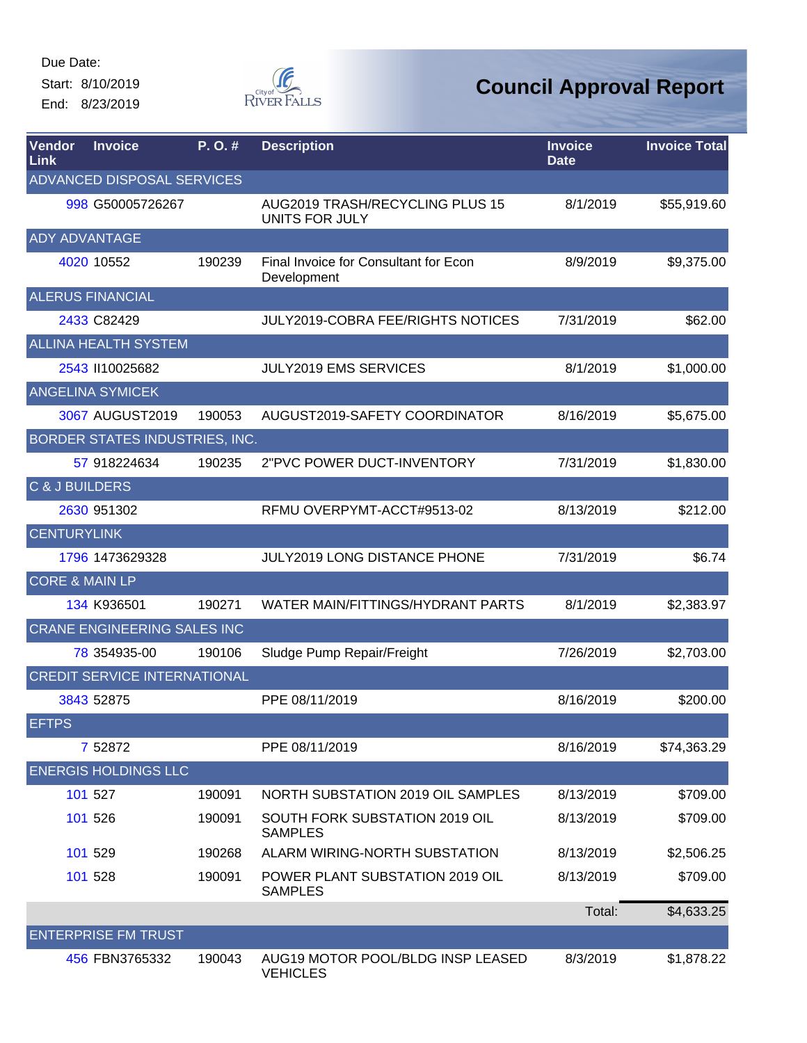Due Date:
Start: 8/10/2019
End: 8/23/2019

City of River Falls

# Council Approval Report

| Vendor Link | Invoice | P. O. # | Description | Invoice Date | Invoice Total |
|---|---|---|---|---|---|
| ADVANCED DISPOSAL SERVICES | | | | | |
| 998 | G50005726267 | | AUG2019 TRASH/RECYCLING PLUS 15 UNITS FOR JULY | 8/1/2019 | $55,919.60 |
| ADY ADVANTAGE | | | | | |
| 4020 | 10552 | 190239 | Final Invoice for Consultant for Econ Development | 8/9/2019 | $9,375.00 |
| ALERUS FINANCIAL | | | | | |
| 2433 | C82429 | | JULY2019-COBRA FEE/RIGHTS NOTICES | 7/31/2019 | $62.00 |
| ALLINA HEALTH SYSTEM | | | | | |
| 2543 | II10025682 | | JULY2019 EMS SERVICES | 8/1/2019 | $1,000.00 |
| ANGELINA SYMICEK | | | | | |
| 3067 | AUGUST2019 | 190053 | AUGUST2019-SAFETY COORDINATOR | 8/16/2019 | $5,675.00 |
| BORDER STATES INDUSTRIES, INC. | | | | | |
| 57 | 918224634 | 190235 | 2"PVC POWER DUCT-INVENTORY | 7/31/2019 | $1,830.00 |
| C & J BUILDERS | | | | | |
| 2630 | 951302 | | RFMU OVERPYMT-ACCT#9513-02 | 8/13/2019 | $212.00 |
| CENTURYLINK | | | | | |
| 1796 | 1473629328 | | JULY2019 LONG DISTANCE PHONE | 7/31/2019 | $6.74 |
| CORE & MAIN LP | | | | | |
| 134 | K936501 | 190271 | WATER MAIN/FITTINGS/HYDRANT PARTS | 8/1/2019 | $2,383.97 |
| CRANE ENGINEERING SALES INC | | | | | |
| 78 | 354935-00 | 190106 | Sludge Pump Repair/Freight | 7/26/2019 | $2,703.00 |
| CREDIT SERVICE INTERNATIONAL | | | | | |
| 3843 | 52875 | | PPE 08/11/2019 | 8/16/2019 | $200.00 |
| EFTPS | | | | | |
| 7 | 52872 | | PPE 08/11/2019 | 8/16/2019 | $74,363.29 |
| ENERGIS HOLDINGS LLC | | | | | |
| 101 | 527 | 190091 | NORTH SUBSTATION 2019 OIL SAMPLES | 8/13/2019 | $709.00 |
| 101 | 526 | 190091 | SOUTH FORK SUBSTATION 2019 OIL SAMPLES | 8/13/2019 | $709.00 |
| 101 | 529 | 190268 | ALARM WIRING-NORTH SUBSTATION | 8/13/2019 | $2,506.25 |
| 101 | 528 | 190091 | POWER PLANT SUBSTATION 2019 OIL SAMPLES | 8/13/2019 | $709.00 |
| | | | | Total: | $4,633.25 |
| ENTERPRISE FM TRUST | | | | | |
| 456 | FBN3765332 | 190043 | AUG19 MOTOR POOL/BLDG INSP LEASED VEHICLES | 8/3/2019 | $1,878.22 |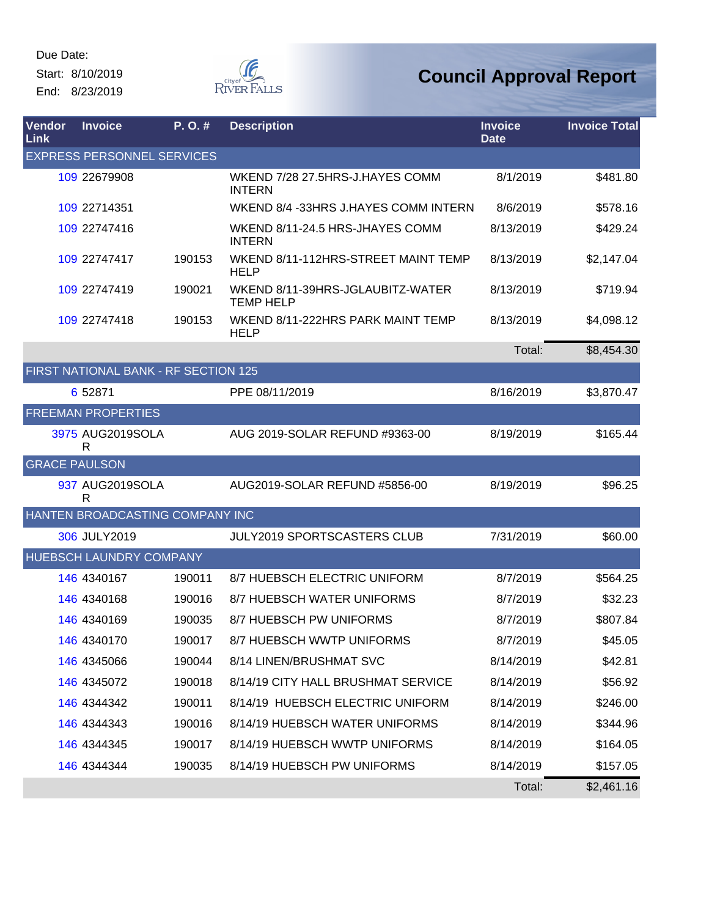Due Date:
Start: 8/10/2019
End: 8/23/2019

City of River Falls

# Council Approval Report

| Vendor Link | Invoice | P. O. # | Description | Invoice Date | Invoice Total |
|---|---|---|---|---|---|
| **EXPRESS PERSONNEL SERVICES** | | | | | |
| 109 | 22679908 | | WKEND 7/28 27.5HRS-J.HAYES COMM INTERN | 8/1/2019 | $481.80 |
| 109 | 22714351 | | WKEND 8/4 -33HRS J.HAYES COMM INTERN | 8/6/2019 | $578.16 |
| 109 | 22747416 | | WKEND 8/11-24.5 HRS-JHAYES COMM INTERN | 8/13/2019 | $429.24 |
| 109 | 22747417 | 190153 | WKEND 8/11-112HRS-STREET MAINT TEMP HELP | 8/13/2019 | $2,147.04 |
| 109 | 22747419 | 190021 | WKEND 8/11-39HRS-JGLAUBITZ-WATER TEMP HELP | 8/13/2019 | $719.94 |
| 109 | 22747418 | 190153 | WKEND 8/11-222HRS PARK MAINT TEMP HELP | 8/13/2019 | $4,098.12 |
| | | | | Total: | $8,454.30 |
| **FIRST NATIONAL BANK - RF SECTION 125** | | | | | |
| 6 | 52871 | | PPE 08/11/2019 | 8/16/2019 | $3,870.47 |
| **FREEMAN PROPERTIES** | | | | | |
| 3975 | AUG2019SOLAR | | AUG 2019-SOLAR REFUND #9363-00 | 8/19/2019 | $165.44 |
| **GRACE PAULSON** | | | | | |
| 937 | AUG2019SOLAR | | AUG2019-SOLAR REFUND #5856-00 | 8/19/2019 | $96.25 |
| **HANTEN BROADCASTING COMPANY INC** | | | | | |
| 306 | JULY2019 | | JULY2019 SPORTSCASTERS CLUB | 7/31/2019 | $60.00 |
| **HUEBSCH LAUNDRY COMPANY** | | | | | |
| 146 | 4340167 | 190011 | 8/7 HUEBSCH ELECTRIC UNIFORM | 8/7/2019 | $564.25 |
| 146 | 4340168 | 190016 | 8/7 HUEBSCH WATER UNIFORMS | 8/7/2019 | $32.23 |
| 146 | 4340169 | 190035 | 8/7 HUEBSCH PW UNIFORMS | 8/7/2019 | $807.84 |
| 146 | 4340170 | 190017 | 8/7 HUEBSCH WWTP UNIFORMS | 8/7/2019 | $45.05 |
| 146 | 4345066 | 190044 | 8/14 LINEN/BRUSHMAT SVC | 8/14/2019 | $42.81 |
| 146 | 4345072 | 190018 | 8/14/19 CITY HALL BRUSHMAT SERVICE | 8/14/2019 | $56.92 |
| 146 | 4344342 | 190011 | 8/14/19 HUEBSCH ELECTRIC UNIFORM | 8/14/2019 | $246.00 |
| 146 | 4344343 | 190016 | 8/14/19 HUEBSCH WATER UNIFORMS | 8/14/2019 | $344.96 |
| 146 | 4344345 | 190017 | 8/14/19 HUEBSCH WWTP UNIFORMS | 8/14/2019 | $164.05 |
| 146 | 4344344 | 190035 | 8/14/19 HUEBSCH PW UNIFORMS | 8/14/2019 | $157.05 |
| | | | | Total: | $2,461.16 |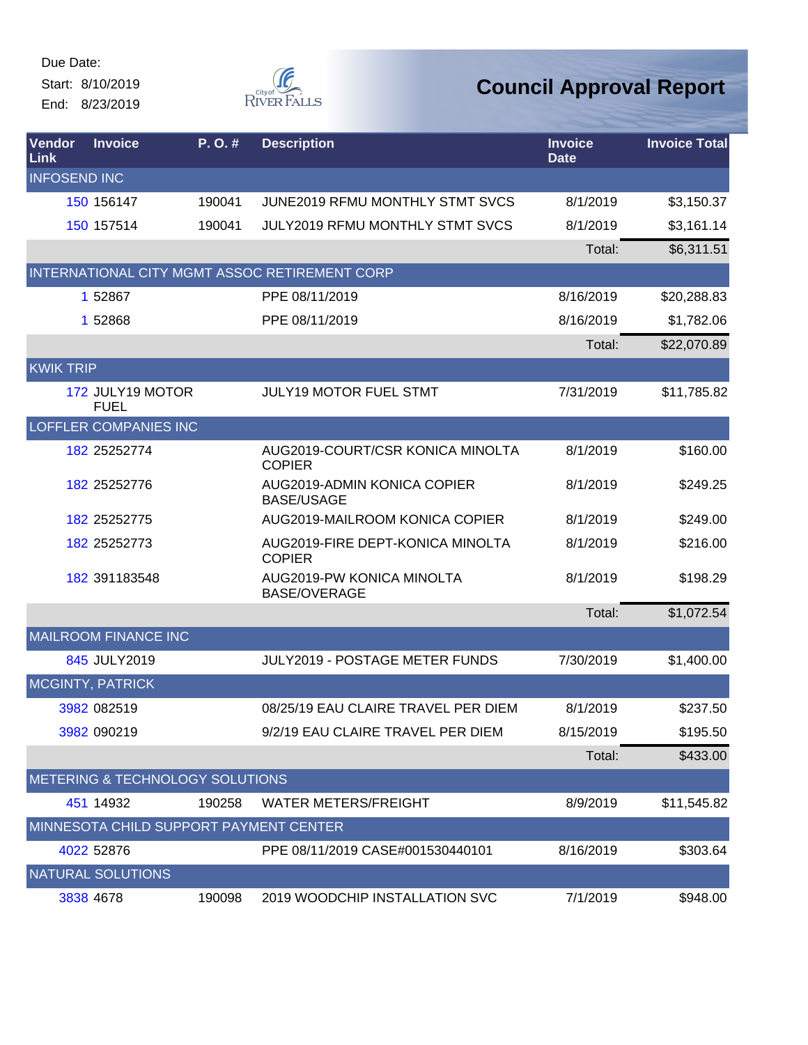Due Date:

Start: 8/10/2019

End: 8/23/2019

# Council Approval Report

| Vendor Link | Invoice | P. O. # | Description | Invoice Date | Invoice Total |
|---|---|---|---|---|---|
| INFOSEND INC | | | | | |
| 150 | 156147 | 190041 | JUNE2019 RFMU MONTHLY STMT SVCS | 8/1/2019 | $3,150.37 |
| 150 | 157514 | 190041 | JULY2019 RFMU MONTHLY STMT SVCS | 8/1/2019 | $3,161.14 |
| | | | | Total: | $6,311.51 |
| INTERNATIONAL CITY MGMT ASSOC RETIREMENT CORP | | | | | |
| 1 | 52867 | | PPE 08/11/2019 | 8/16/2019 | $20,288.83 |
| 1 | 52868 | | PPE 08/11/2019 | 8/16/2019 | $1,782.06 |
| | | | | Total: | $22,070.89 |
| KWIK TRIP | | | | | |
| 172 | JULY19 MOTOR FUEL | | JULY19 MOTOR FUEL STMT | 7/31/2019 | $11,785.82 |
| LOFFLER COMPANIES INC | | | | | |
| 182 | 25252774 | | AUG2019-COURT/CSR KONICA MINOLTA COPIER | 8/1/2019 | $160.00 |
| 182 | 25252776 | | AUG2019-ADMIN KONICA COPIER BASE/USAGE | 8/1/2019 | $249.25 |
| 182 | 25252775 | | AUG2019-MAILROOM KONICA COPIER | 8/1/2019 | $249.00 |
| 182 | 25252773 | | AUG2019-FIRE DEPT-KONICA MINOLTA COPIER | 8/1/2019 | $216.00 |
| 182 | 391183548 | | AUG2019-PW KONICA MINOLTA BASE/OVERAGE | 8/1/2019 | $198.29 |
| | | | | Total: | $1,072.54 |
| MAILROOM FINANCE INC | | | | | |
| 845 | JULY2019 | | JULY2019 - POSTAGE METER FUNDS | 7/30/2019 | $1,400.00 |
| MCGINTY, PATRICK | | | | | |
| 3982 | 082519 | | 08/25/19 EAU CLAIRE TRAVEL PER DIEM | 8/1/2019 | $237.50 |
| 3982 | 090219 | | 9/2/19 EAU CLAIRE TRAVEL PER DIEM | 8/15/2019 | $195.50 |
| | | | | Total: | $433.00 |
| METERING & TECHNOLOGY SOLUTIONS | | | | | |
| 451 | 14932 | 190258 | WATER METERS/FREIGHT | 8/9/2019 | $11,545.82 |
| MINNESOTA CHILD SUPPORT PAYMENT CENTER | | | | | |
| 4022 | 52876 | | PPE 08/11/2019 CASE#001530440101 | 8/16/2019 | $303.64 |
| NATURAL SOLUTIONS | | | | | |
| 3838 | 4678 | 190098 | 2019 WOODCHIP INSTALLATION SVC | 7/1/2019 | $948.00 |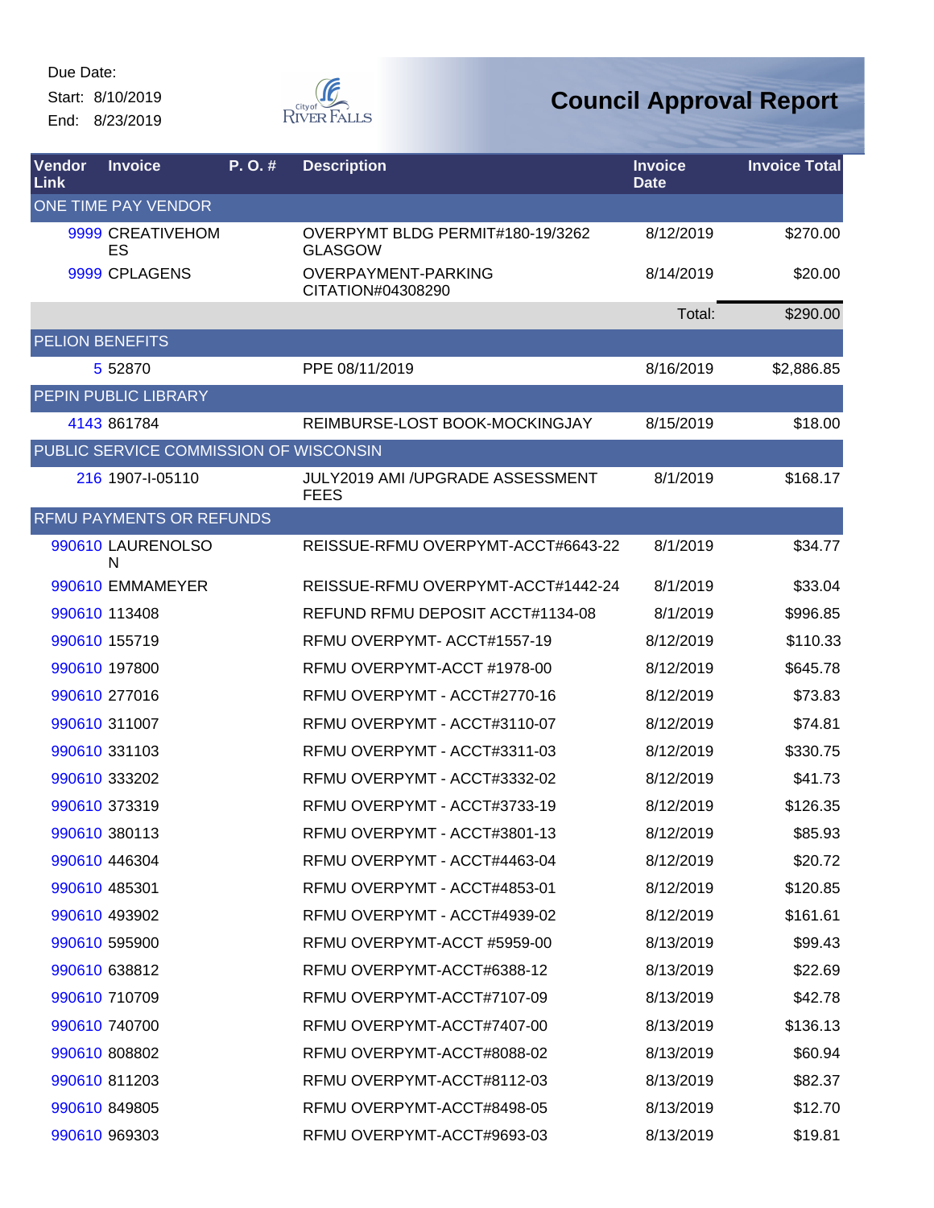Due Date:
Start: 8/10/2019
End: 8/23/2019

City of River Falls

# Council Approval Report

| Vendor Link | Invoice | P. O. # | Description | Invoice Date | Invoice Total |
|---|---|---|---|---|---|
| **ONE TIME PAY VENDOR** | | | | | |
| 9999 | CREATIVEHOMES | | OVERPYMT BLDG PERMIT#180-19/3262 GLASGOW | 8/12/2019 | $270.00 |
| 9999 | CPLAGENS | | OVERPAYMENT-PARKING CITATION#04308290 | 8/14/2019 | $20.00 |
| | | | | Total: | $290.00 |
| **PELION BENEFITS** | | | | | |
| 5 | 52870 | | PPE 08/11/2019 | 8/16/2019 | $2,886.85 |
| **PEPIN PUBLIC LIBRARY** | | | | | |
| 4143 | 861784 | | REIMBURSE-LOST BOOK-MOCKINGJAY | 8/15/2019 | $18.00 |
| **PUBLIC SERVICE COMMISSION OF WISCONSIN** | | | | | |
| 216 | 1907-I-05110 | | JULY2019 AMI /UPGRADE ASSESSMENT FEES | 8/1/2019 | $168.17 |
| **RFMU PAYMENTS OR REFUNDS** | | | | | |
| 990610 | LAURENOLSON | | REISSUE-RFMU OVERPYMT-ACCT#6643-22 | 8/1/2019 | $34.77 |
| 990610 | EMMAMEYER | | REISSUE-RFMU OVERPYMT-ACCT#1442-24 | 8/1/2019 | $33.04 |
| 990610 | 113408 | | REFUND RFMU DEPOSIT ACCT#1134-08 | 8/1/2019 | $996.85 |
| 990610 | 155719 | | RFMU OVERPYMT- ACCT#1557-19 | 8/12/2019 | $110.33 |
| 990610 | 197800 | | RFMU OVERPYMT-ACCT #1978-00 | 8/12/2019 | $645.78 |
| 990610 | 277016 | | RFMU OVERPYMT - ACCT#2770-16 | 8/12/2019 | $73.83 |
| 990610 | 311007 | | RFMU OVERPYMT - ACCT#3110-07 | 8/12/2019 | $74.81 |
| 990610 | 331103 | | RFMU OVERPYMT - ACCT#3311-03 | 8/12/2019 | $330.75 |
| 990610 | 333202 | | RFMU OVERPYMT - ACCT#3332-02 | 8/12/2019 | $41.73 |
| 990610 | 373319 | | RFMU OVERPYMT - ACCT#3733-19 | 8/12/2019 | $126.35 |
| 990610 | 380113 | | RFMU OVERPYMT - ACCT#3801-13 | 8/12/2019 | $85.93 |
| 990610 | 446304 | | RFMU OVERPYMT - ACCT#4463-04 | 8/12/2019 | $20.72 |
| 990610 | 485301 | | RFMU OVERPYMT - ACCT#4853-01 | 8/12/2019 | $120.85 |
| 990610 | 493902 | | RFMU OVERPYMT - ACCT#4939-02 | 8/12/2019 | $161.61 |
| 990610 | 595900 | | RFMU OVERPYMT-ACCT #5959-00 | 8/13/2019 | $99.43 |
| 990610 | 638812 | | RFMU OVERPYMT-ACCT#6388-12 | 8/13/2019 | $22.69 |
| 990610 | 710709 | | RFMU OVERPYMT-ACCT#7107-09 | 8/13/2019 | $42.78 |
| 990610 | 740700 | | RFMU OVERPYMT-ACCT#7407-00 | 8/13/2019 | $136.13 |
| 990610 | 808802 | | RFMU OVERPYMT-ACCT#8088-02 | 8/13/2019 | $60.94 |
| 990610 | 811203 | | RFMU OVERPYMT-ACCT#8112-03 | 8/13/2019 | $82.37 |
| 990610 | 849805 | | RFMU OVERPYMT-ACCT#8498-05 | 8/13/2019 | $12.70 |
| 990610 | 969303 | | RFMU OVERPYMT-ACCT#9693-03 | 8/13/2019 | $19.81 |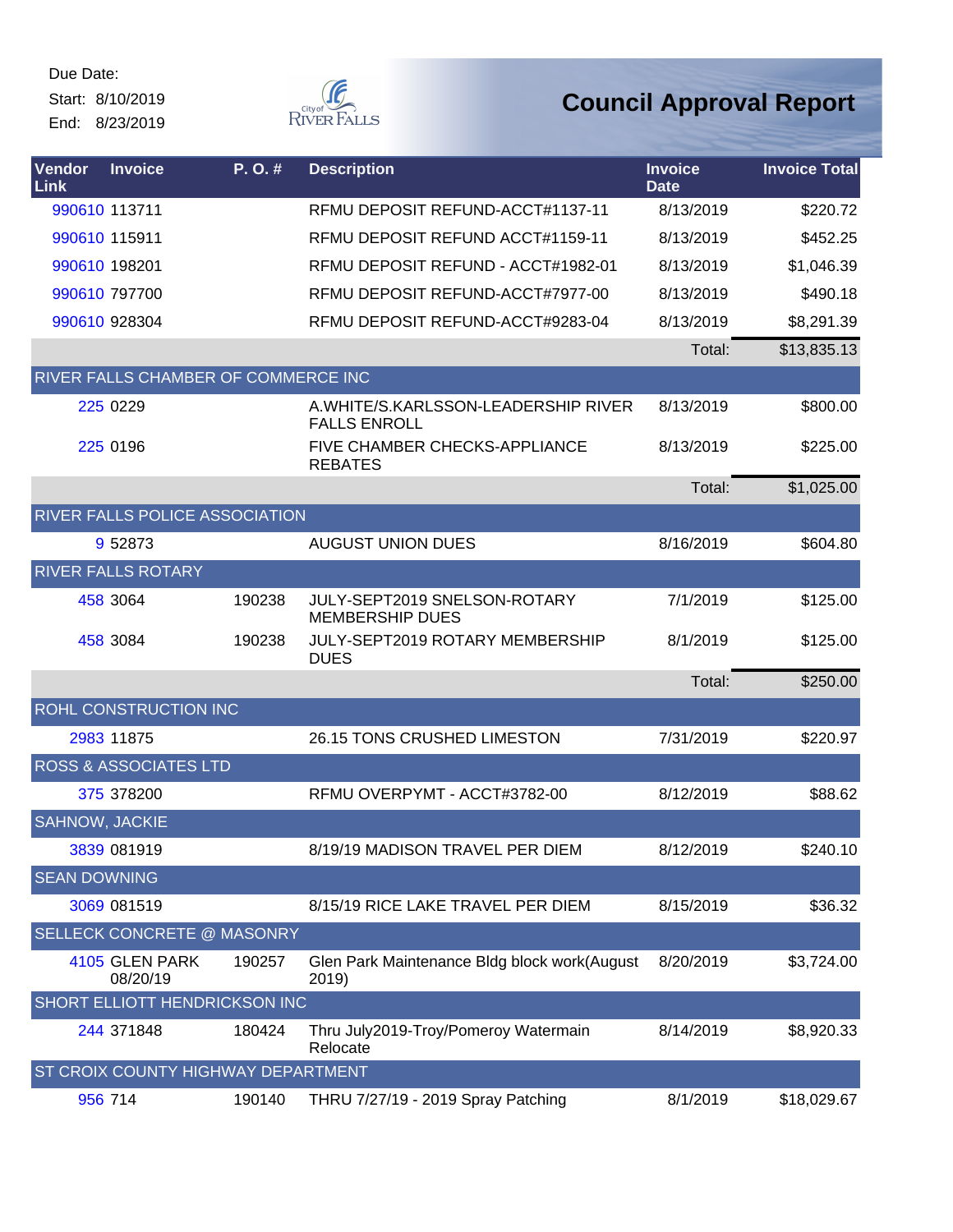Due Date:
Start: 8/10/2019
End: 8/23/2019

# Council Approval Report

| Vendor Link | Invoice | P. O. # | Description | Invoice Date | Invoice Total |
|---|---|---|---|---|---|
| 990610 | 113711 | | RFMU DEPOSIT REFUND-ACCT#1137-11 | 8/13/2019 | $220.72 |
| 990610 | 115911 | | RFMU DEPOSIT REFUND ACCT#1159-11 | 8/13/2019 | $452.25 |
| 990610 | 198201 | | RFMU DEPOSIT REFUND - ACCT#1982-01 | 8/13/2019 | $1,046.39 |
| 990610 | 797700 | | RFMU DEPOSIT REFUND-ACCT#7977-00 | 8/13/2019 | $490.18 |
| 990610 | 928304 | | RFMU DEPOSIT REFUND-ACCT#9283-04 | 8/13/2019 | $8,291.39 |
| | | | | Total: | $13,835.13 |
| RIVER FALLS CHAMBER OF COMMERCE INC | | | | | |
| 225 | 0229 | | A.WHITE/S.KARLSSON-LEADERSHIP RIVER FALLS ENROLL | 8/13/2019 | $800.00 |
| 225 | 0196 | | FIVE CHAMBER CHECKS-APPLIANCE REBATES | 8/13/2019 | $225.00 |
| | | | | Total: | $1,025.00 |
| RIVER FALLS POLICE ASSOCIATION | | | | | |
| 9 | 52873 | | AUGUST UNION DUES | 8/16/2019 | $604.80 |
| RIVER FALLS ROTARY | | | | | |
| 458 | 3064 | 190238 | JULY-SEPT2019 SNELSON-ROTARY MEMBERSHIP DUES | 7/1/2019 | $125.00 |
| 458 | 3084 | 190238 | JULY-SEPT2019 ROTARY MEMBERSHIP DUES | 8/1/2019 | $125.00 |
| | | | | Total: | $250.00 |
| ROHL CONSTRUCTION INC | | | | | |
| 2983 | 11875 | | 26.15 TONS CRUSHED LIMESTON | 7/31/2019 | $220.97 |
| ROSS & ASSOCIATES LTD | | | | | |
| 375 | 378200 | | RFMU OVERPYMT - ACCT#3782-00 | 8/12/2019 | $88.62 |
| SAHNOW, JACKIE | | | | | |
| 3839 | 081919 | | 8/19/19 MADISON TRAVEL PER DIEM | 8/12/2019 | $240.10 |
| SEAN DOWNING | | | | | |
| 3069 | 081519 | | 8/15/19 RICE LAKE TRAVEL PER DIEM | 8/15/2019 | $36.32 |
| SELLECK CONCRETE @ MASONRY | | | | | |
| 4105 | GLEN PARK 08/20/19 | 190257 | Glen Park Maintenance Bldg block work(August 2019) | 8/20/2019 | $3,724.00 |
| SHORT ELLIOTT HENDRICKSON INC | | | | | |
| 244 | 371848 | 180424 | Thru July2019-Troy/Pomeroy Watermain Relocate | 8/14/2019 | $8,920.33 |
| ST CROIX COUNTY HIGHWAY DEPARTMENT | | | | | |
| 956 | 714 | 190140 | THRU 7/27/19 - 2019 Spray Patching | 8/1/2019 | $18,029.67 |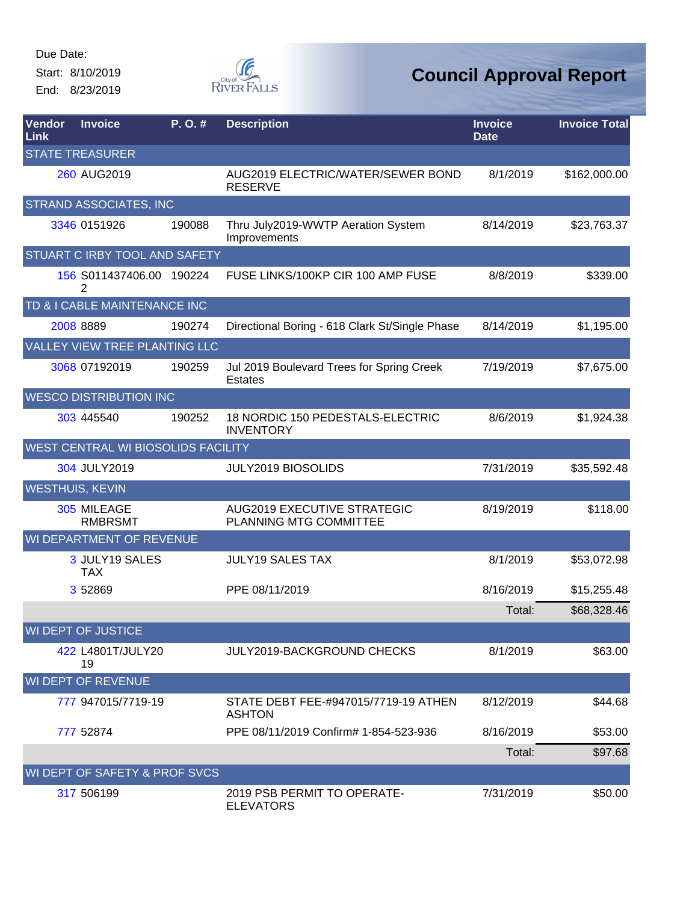Due Date:
Start: 8/10/2019
End: 8/23/2019

City of River Falls

# Council Approval Report

| Vendor Link | Invoice | P. O. # | Description | Invoice Date | Invoice Total |
|---|---|---|---|---|---|
| STATE TREASURER | | | | | |
| 260 | AUG2019 | | AUG2019 ELECTRIC/WATER/SEWER BOND RESERVE | 8/1/2019 | $162,000.00 |
| STRAND ASSOCIATES, INC | | | | | |
| 3346 | 0151926 | 190088 | Thru July2019-WWTP Aeration System Improvements | 8/14/2019 | $23,763.37 |
| STUART C IRBY TOOL AND SAFETY | | | | | |
| 156 | S011437406.002 | 190224 | FUSE LINKS/100KP CIR 100 AMP FUSE | 8/8/2019 | $339.00 |
| TD & I CABLE MAINTENANCE INC | | | | | |
| 2008 | 8889 | 190274 | Directional Boring - 618 Clark St/Single Phase | 8/14/2019 | $1,195.00 |
| VALLEY VIEW TREE PLANTING LLC | | | | | |
| 3068 | 07192019 | 190259 | Jul 2019 Boulevard Trees for Spring Creek Estates | 7/19/2019 | $7,675.00 |
| WESCO DISTRIBUTION INC | | | | | |
| 303 | 445540 | 190252 | 18 NORDIC 150 PEDESTALS-ELECTRIC INVENTORY | 8/6/2019 | $1,924.38 |
| WEST CENTRAL WI BIOSOLIDS FACILITY | | | | | |
| 304 | JULY2019 | | JULY2019 BIOSOLIDS | 7/31/2019 | $35,592.48 |
| WESTHUIS, KEVIN | | | | | |
| 305 | MILEAGE RMBRSMT | | AUG2019 EXECUTIVE STRATEGIC PLANNING MTG COMMITTEE | 8/19/2019 | $118.00 |
| WI DEPARTMENT OF REVENUE | | | | | |
| 3 | JULY19 SALES TAX | | JULY19 SALES TAX | 8/1/2019 | $53,072.98 |
| 3 | 52869 | | PPE 08/11/2019 | 8/16/2019 | $15,255.48 |
| | | | | Total: | $68,328.46 |
| WI DEPT OF JUSTICE | | | | | |
| 422 | L4801T/JULY2019 | | JULY2019-BACKGROUND CHECKS | 8/1/2019 | $63.00 |
| WI DEPT OF REVENUE | | | | | |
| 777 | 947015/7719-19 | | STATE DEBT FEE-#947015/7719-19 ATHEN ASHTON | 8/12/2019 | $44.68 |
| 777 | 52874 | | PPE 08/11/2019 Confirm# 1-854-523-936 | 8/16/2019 | $53.00 |
| | | | | Total: | $97.68 |
| WI DEPT OF SAFETY & PROF SVCS | | | | | |
| 317 | 506199 | | 2019 PSB PERMIT TO OPERATE-ELEVATORS | 7/31/2019 | $50.00 |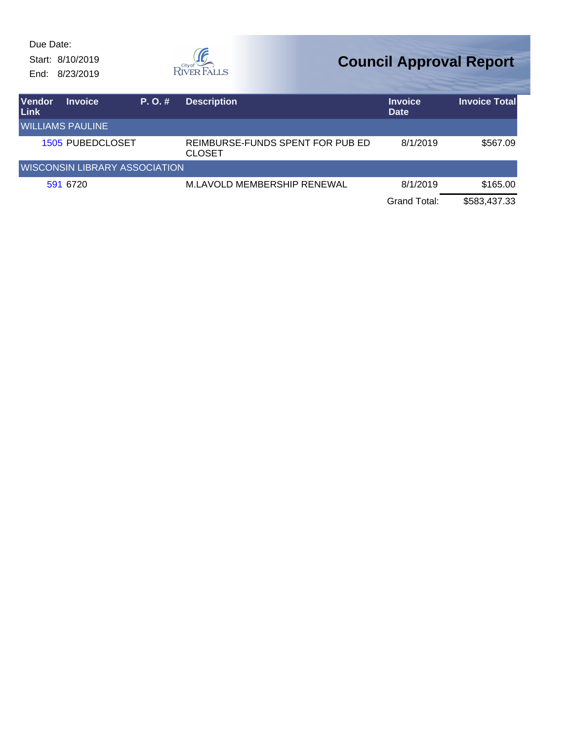Due Date:

Start: 8/10/2019

End: 8/23/2019

# Council Approval Report

| Vendor Link | Invoice | P. O. # | Description | Invoice Date | Invoice Total |
|---|---|---|---|---|---|
| WILLIAMS PAULINE | | | | | |
| 1505 | PUBEDCLOSET | | REIMBURSE-FUNDS SPENT FOR PUB ED CLOSET | 8/1/2019 | $567.09 |
| WISCONSIN LIBRARY ASSOCIATION | | | | | |
| 591 | 6720 | | M.LAVOLD MEMBERSHIP RENEWAL | 8/1/2019 | $165.00 |
| | | | | Grand Total: | $583,437.33 |